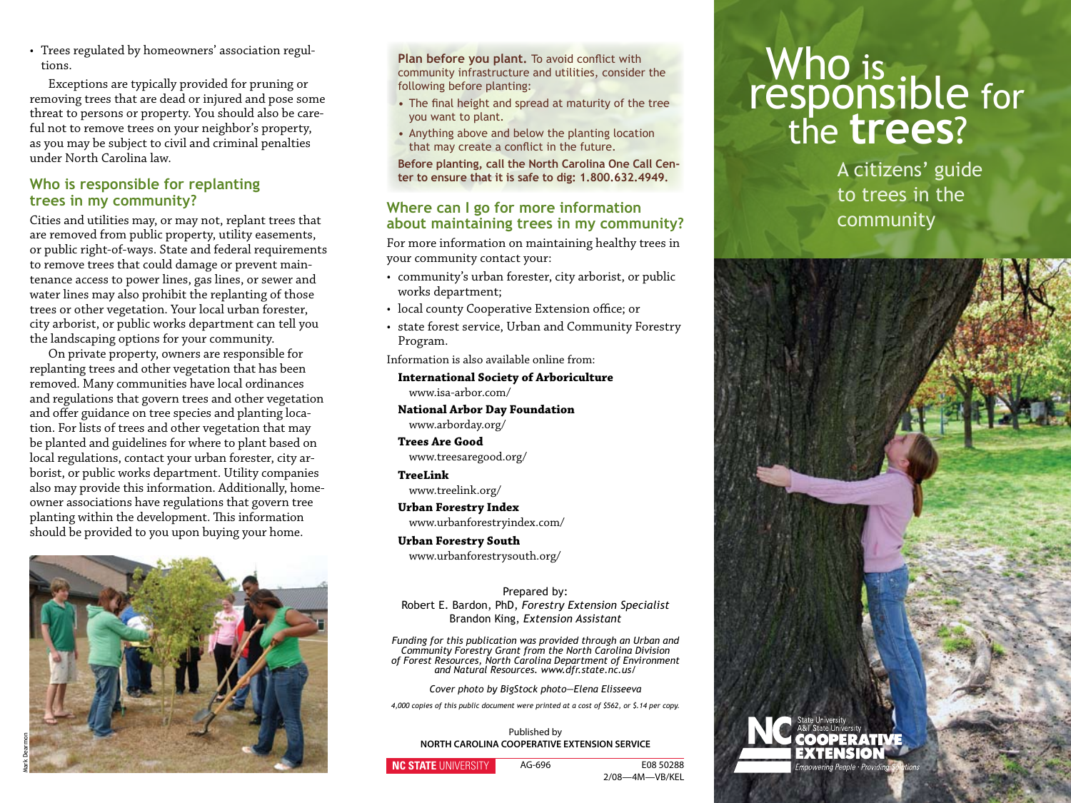- Trees regulated by homeowners' association regulations.

Exceptions are typically provided for pruning or removing trees that are dead or injured and pose some threat to persons or property. You should also be careful not to remove trees on your neighbor's property, as you may be subject to civil and criminal penalties under North Carolina law.

## Who is responsible for replanting trees in my community?

Cities and utilities may, or may not, replant trees that are removed from public property, utility easements, or public right-of-ways. State and federal requirements to remove trees that could damage or prevent maintenance access to power lines, gas lines, or sewer and water lines may also prohibit the replanting of those trees or other vegetation. Your local urban forester, city arborist, or public works department can tell you the landscaping options for your community.

On private property, owners are responsible for replanting trees and other vegetation that has been removed. Many communities have local ordinances and regulations that govern trees and other vegetation and offer guidance on tree species and planting location. For lists of trees and other vegetation that may be planted and guidelines for where to plant based on local regulations, contact your urban forester, city arborist, or public works department. Utility companies also may provide this information. Additionally, homeowner associations have regulations that govern tree planting within the development. This information should be provided to you upon buying your home.

Mark Dearmon

**Plan before you plant.** To avoid conflict with community infrastructure and utilities, consider the following before planting:

- The final height and spread at maturity of the tree you want to plant.
- Anything above and below the planting location that may create a conflict in the future.

**Before planting, call the North Carolina One Call Center to ensure that it is safe to dig: 1.800.632.4949.**

## Where can I go for more information about maintaining trees in my community?

For more information on maintaining healthy trees in your community contact your:

- community's urban forester, city arborist, or public works department;
- local county Cooperative Extension office; or
- state forest service, Urban and Community Forestry Program.

Information is also available online from:

**International Society of Arboriculture**
www.isa-arbor.com/

**National Arbor Day Foundation**
www.arborday.org/

**Trees Are Good**
www.treesaregood.org/

**TreeLink**
www.treelink.org/

**Urban Forestry Index**
www.urbanforestryindex.com/

**Urban Forestry South**
www.urbanforestrysouth.org/

Prepared by:
Robert E. Bardon, PhD, *Forestry Extension Specialist*
Brandon King, *Extension Assistant*

*Funding for this publication was provided through an Urban and Community Forestry Grant from the North Carolina Division of Forest Resources, North Carolina Department of Environment and Natural Resources. www.dfr.state.nc.us/*

*Cover photo by BigStock photo—Elena Elisseeva*

*4,000 copies of this public document were printed at a cost of $562, or $.14 per copy.*

Published by
NORTH CAROLINA COOPERATIVE EXTENSION SERVICE

NC STATE UNIVERSITY AG-696 E08 50288
2/08—4M—VB/KEL

# Who is responsible for the **trees**?

A citizens' guide to trees in the community

NC State University
A&T State University
COOPERATIVE EXTENSION
*Empowering People · Providing Solutions*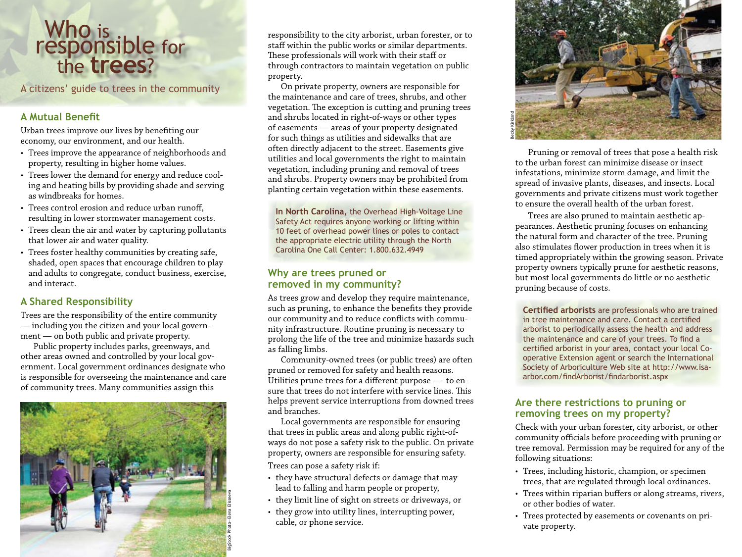# Who is responsible for the trees?

A citizens' guide to trees in the community

## A Mutual Benefit

Urban trees improve our lives by benefiting our economy, our environment, and our health.

- Trees improve the appearance of neighborhoods and property, resulting in higher home values.
- Trees lower the demand for energy and reduce cooling and heating bills by providing shade and serving as windbreaks for homes.
- Trees control erosion and reduce urban runoff, resulting in lower stormwater management costs.
- Trees clean the air and water by capturing pollutants that lower air and water quality.
- Trees foster healthy communities by creating safe, shaded, open spaces that encourage children to play and adults to congregate, conduct business, exercise, and interact.

## A Shared Responsibility

Trees are the responsibility of the entire community — including you the citizen and your local government — on both public and private property.

Public property includes parks, greenways, and other areas owned and controlled by your local government. Local government ordinances designate who is responsible for overseeing the maintenance and care of community trees. Many communities assign this responsibility to the city arborist, urban forester, or to staff within the public works or similar departments. These professionals will work with their staff or through contractors to maintain vegetation on public property.

BigStock Photo–Elena Elisseeva

On private property, owners are responsible for the maintenance and care of trees, shrubs, and other vegetation. The exception is cutting and pruning trees and shrubs located in right-of-ways or other types of easements — areas of your property designated for such things as utilities and sidewalks that are often directly adjacent to the street. Easements give utilities and local governments the right to maintain vegetation, including pruning and removal of trees and shrubs. Property owners may be prohibited from planting certain vegetation within these easements.

**In North Carolina,** the Overhead High-Voltage Line Safety Act requires anyone working or lifting within 10 feet of overhead power lines or poles to contact the appropriate electric utility through the North Carolina One Call Center: 1.800.632.4949

## Why are trees pruned or removed in my community?

As trees grow and develop they require maintenance, such as pruning, to enhance the benefits they provide our community and to reduce conflicts with community infrastructure. Routine pruning is necessary to prolong the life of the tree and minimize hazards such as falling limbs.

Community-owned trees (or public trees) are often pruned or removed for safety and health reasons. Utilities prune trees for a different purpose — to ensure that trees do not interfere with service lines. This helps prevent service interruptions from downed trees and branches.

Local governments are responsible for ensuring that trees in public areas and along public right-of-ways do not pose a safety risk to the public. On private property, owners are responsible for ensuring safety.

Trees can pose a safety risk if:

- they have structural defects or damage that may lead to falling and harm people or property,
- they limit line of sight on streets or driveways, or
- they grow into utility lines, interrupting power, cable, or phone service.

Becky Kirkland

Pruning or removal of trees that pose a health risk to the urban forest can minimize disease or insect infestations, minimize storm damage, and limit the spread of invasive plants, diseases, and insects. Local governments and private citizens must work together to ensure the overall health of the urban forest.

Trees are also pruned to maintain aesthetic appearances. Aesthetic pruning focuses on enhancing the natural form and character of the tree. Pruning also stimulates flower production in trees when it is timed appropriately within the growing season. Private property owners typically prune for aesthetic reasons, but most local governments do little or no aesthetic pruning because of costs.

**Certified arborists** are professionals who are trained in tree maintenance and care. Contact a certified arborist to periodically assess the health and address the maintenance and care of your trees. To find a certified arborist in your area, contact your local Cooperative Extension agent or search the International Society of Arboriculture Web site at http://www.isa-arbor.com/findArborist/findarborist.aspx

## Are there restrictions to pruning or removing trees on my property?

Check with your urban forester, city arborist, or other community officials before proceeding with pruning or tree removal. Permission may be required for any of the following situations:

- Trees, including historic, champion, or specimen trees, that are regulated through local ordinances.
- Trees within riparian buffers or along streams, rivers, or other bodies of water.
- Trees protected by easements or covenants on private property.